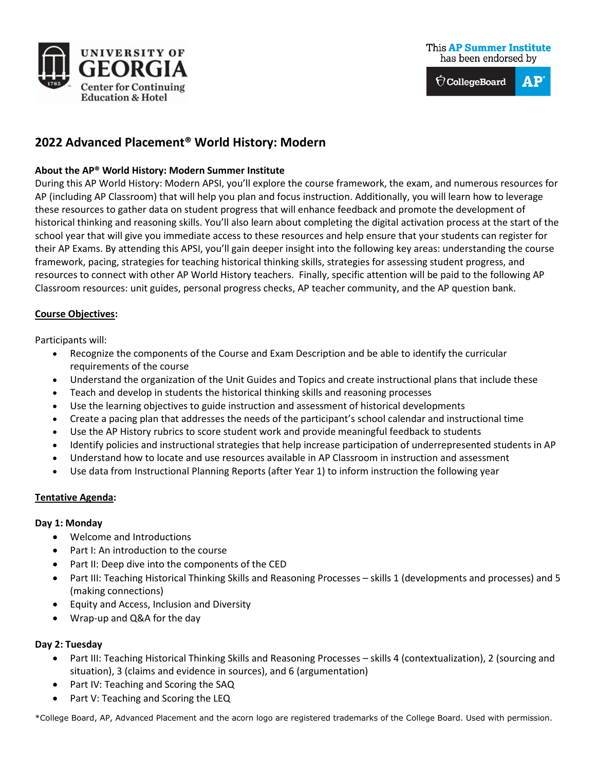University of Georgia Center for Continuing Education & Hotel

This AP Summer Institute has been endorsed by CollegeBoard AP

# 2022 Advanced Placement® World History: Modern

**About the AP® World History: Modern Summer Institute**

During this AP World History: Modern APSI, you'll explore the course framework, the exam, and numerous resources for AP (including AP Classroom) that will help you plan and focus instruction. Additionally, you will learn how to leverage these resources to gather data on student progress that will enhance feedback and promote the development of historical thinking and reasoning skills. You'll also learn about completing the digital activation process at the start of the school year that will give you immediate access to these resources and help ensure that your students can register for their AP Exams. By attending this APSI, you'll gain deeper insight into the following key areas: understanding the course framework, pacing, strategies for teaching historical thinking skills, strategies for assessing student progress, and resources to connect with other AP World History teachers. Finally, specific attention will be paid to the following AP Classroom resources: unit guides, personal progress checks, AP teacher community, and the AP question bank.

**Course Objectives:**

Participants will:

- Recognize the components of the Course and Exam Description and be able to identify the curricular requirements of the course
- Understand the organization of the Unit Guides and Topics and create instructional plans that include these
- Teach and develop in students the historical thinking skills and reasoning processes
- Use the learning objectives to guide instruction and assessment of historical developments
- Create a pacing plan that addresses the needs of the participant's school calendar and instructional time
- Use the AP History rubrics to score student work and provide meaningful feedback to students
- Identify policies and instructional strategies that help increase participation of underrepresented students in AP
- Understand how to locate and use resources available in AP Classroom in instruction and assessment
- Use data from Instructional Planning Reports (after Year 1) to inform instruction the following year

**Tentative Agenda:**

**Day 1: Monday**

- Welcome and Introductions
- Part I: An introduction to the course
- Part II: Deep dive into the components of the CED
- Part III: Teaching Historical Thinking Skills and Reasoning Processes – skills 1 (developments and processes) and 5 (making connections)
- Equity and Access, Inclusion and Diversity
- Wrap-up and Q&A for the day

**Day 2: Tuesday**

- Part III: Teaching Historical Thinking Skills and Reasoning Processes – skills 4 (contextualization), 2 (sourcing and situation), 3 (claims and evidence in sources), and 6 (argumentation)
- Part IV: Teaching and Scoring the SAQ
- Part V: Teaching and Scoring the LEQ

*College Board, AP, Advanced Placement and the acorn logo are registered trademarks of the College Board. Used with permission.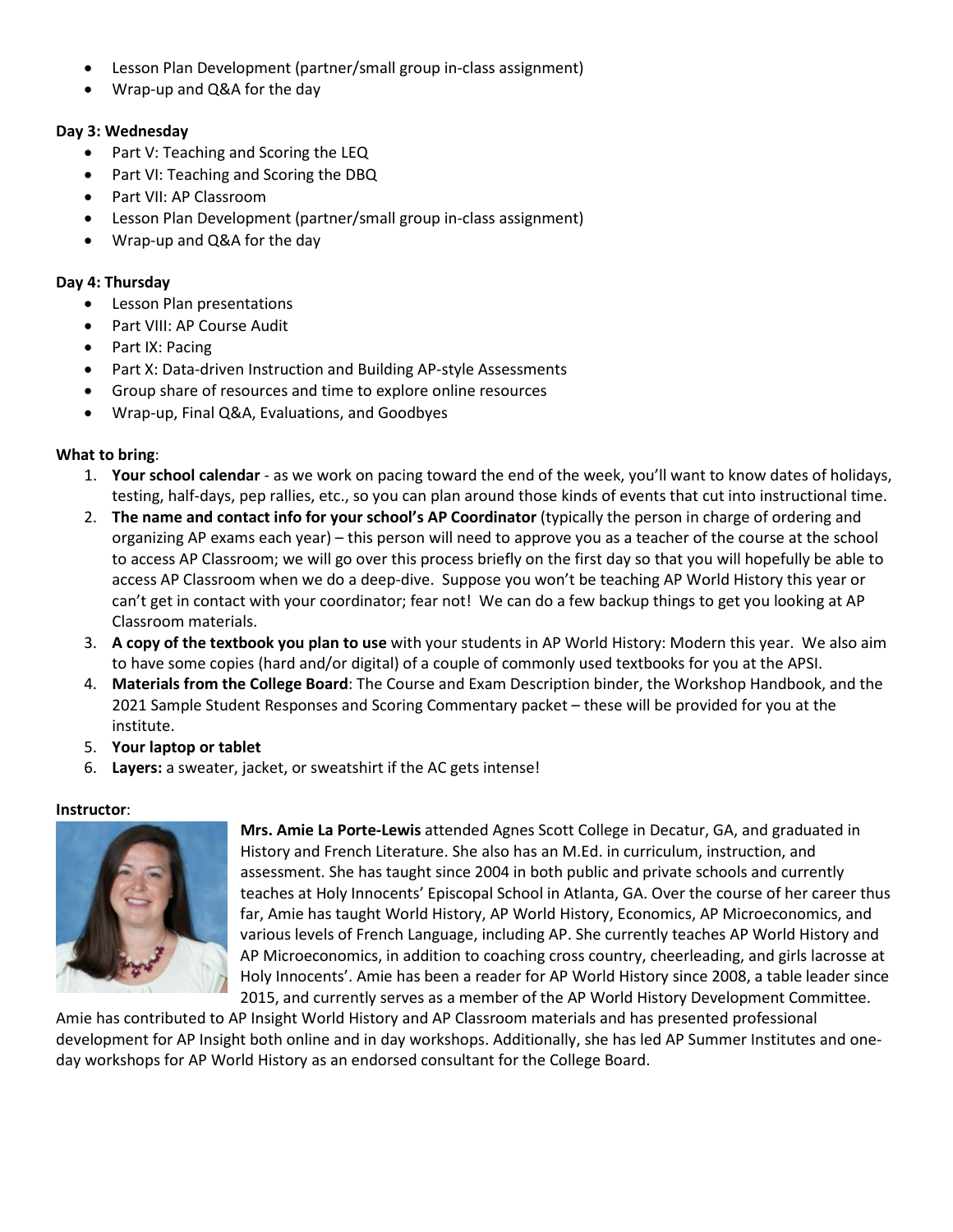- Lesson Plan Development (partner/small group in-class assignment)
- Wrap-up and Q&A for the day

**Day 3: Wednesday**

- Part V: Teaching and Scoring the LEQ
- Part VI: Teaching and Scoring the DBQ
- Part VII: AP Classroom
- Lesson Plan Development (partner/small group in-class assignment)
- Wrap-up and Q&A for the day

**Day 4: Thursday**

- Lesson Plan presentations
- Part VIII: AP Course Audit
- Part IX: Pacing
- Part X: Data-driven Instruction and Building AP-style Assessments
- Group share of resources and time to explore online resources
- Wrap-up, Final Q&A, Evaluations, and Goodbyes

**What to bring**:

1. **Your school calendar** - as we work on pacing toward the end of the week, you'll want to know dates of holidays, testing, half-days, pep rallies, etc., so you can plan around those kinds of events that cut into instructional time.
2. **The name and contact info for your school's AP Coordinator** (typically the person in charge of ordering and organizing AP exams each year) – this person will need to approve you as a teacher of the course at the school to access AP Classroom; we will go over this process briefly on the first day so that you will hopefully be able to access AP Classroom when we do a deep-dive. Suppose you won't be teaching AP World History this year or can't get in contact with your coordinator; fear not! We can do a few backup things to get you looking at AP Classroom materials.
3. **A copy of the textbook you plan to use** with your students in AP World History: Modern this year. We also aim to have some copies (hard and/or digital) of a couple of commonly used textbooks for you at the APSI.
4. **Materials from the College Board**: The Course and Exam Description binder, the Workshop Handbook, and the 2021 Sample Student Responses and Scoring Commentary packet – these will be provided for you at the institute.
5. **Your laptop or tablet**
6. **Layers:** a sweater, jacket, or sweatshirt if the AC gets intense!

**Instructor**:

**Mrs. Amie La Porte-Lewis** attended Agnes Scott College in Decatur, GA, and graduated in History and French Literature. She also has an M.Ed. in curriculum, instruction, and assessment. She has taught since 2004 in both public and private schools and currently teaches at Holy Innocents' Episcopal School in Atlanta, GA. Over the course of her career thus far, Amie has taught World History, AP World History, Economics, AP Microeconomics, and various levels of French Language, including AP. She currently teaches AP World History and AP Microeconomics, in addition to coaching cross country, cheerleading, and girls lacrosse at Holy Innocents'. Amie has been a reader for AP World History since 2008, a table leader since 2015, and currently serves as a member of the AP World History Development Committee. Amie has contributed to AP Insight World History and AP Classroom materials and has presented professional development for AP Insight both online and in day workshops. Additionally, she has led AP Summer Institutes and one-day workshops for AP World History as an endorsed consultant for the College Board.